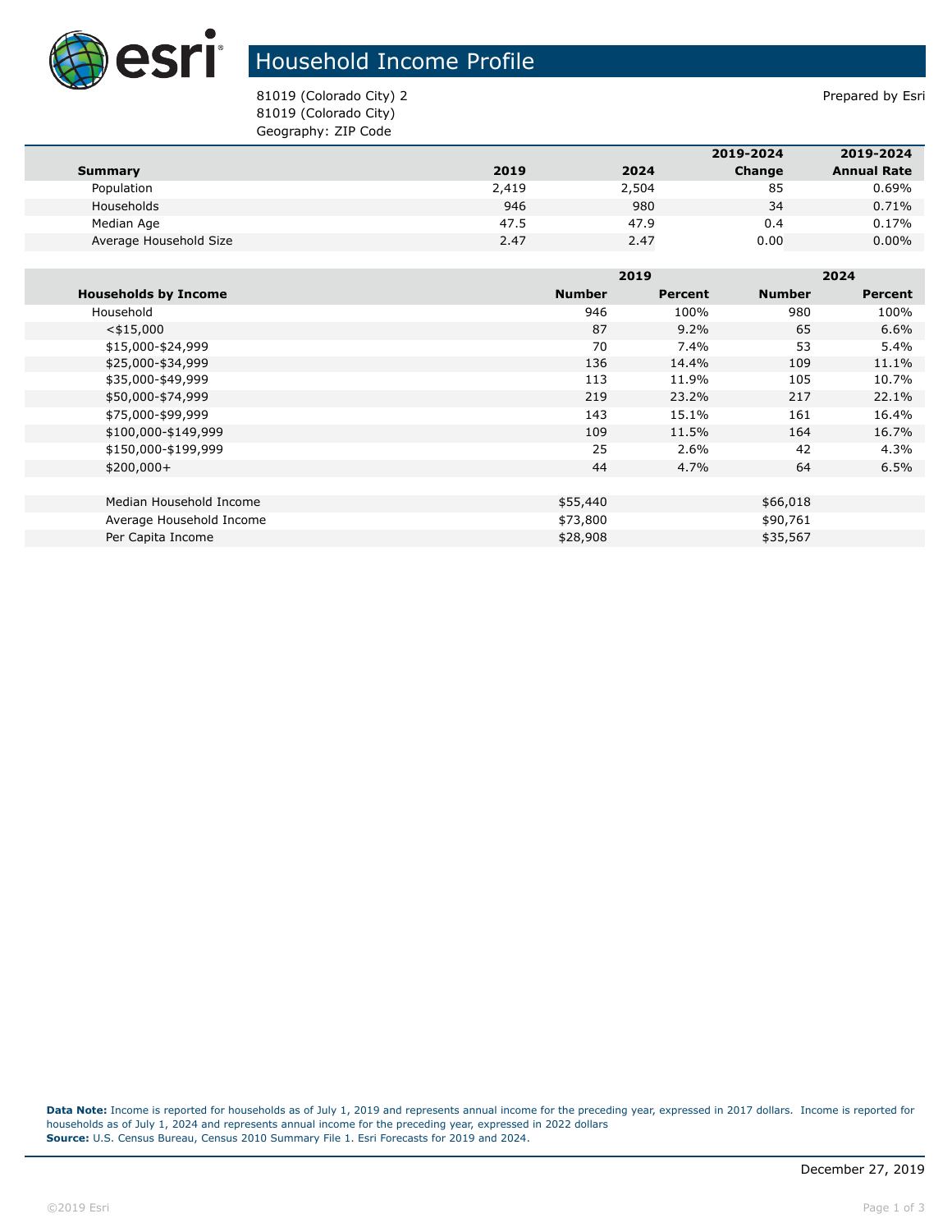# Household Income Profile

81019 (Colorado City) 2
81019 (Colorado City)
Geography: ZIP Code

Prepared by Esri

| Summary | 2019 | 2024 | 2019-2024 Change | 2019-2024 Annual Rate |
|---|---|---|---|---|
| Population | 2,419 | 2,504 | 85 | 0.69% |
| Households | 946 | 980 | 34 | 0.71% |
| Median Age | 47.5 | 47.9 | 0.4 | 0.17% |
| Average Household Size | 2.47 | 2.47 | 0.00 | 0.00% |

| | 2019 | | 2024 | |
|---|---|---|---|---|
| **Households by Income** | **Number** | **Percent** | **Number** | **Percent** |
| Household | 946 | 100% | 980 | 100% |
| <$15,000 | 87 | 9.2% | 65 | 6.6% |
| $15,000-$24,999 | 70 | 7.4% | 53 | 5.4% |
| $25,000-$34,999 | 136 | 14.4% | 109 | 11.1% |
| $35,000-$49,999 | 113 | 11.9% | 105 | 10.7% |
| $50,000-$74,999 | 219 | 23.2% | 217 | 22.1% |
| $75,000-$99,999 | 143 | 15.1% | 161 | 16.4% |
| $100,000-$149,999 | 109 | 11.5% | 164 | 16.7% |
| $150,000-$199,999 | 25 | 2.6% | 42 | 4.3% |
| $200,000+ | 44 | 4.7% | 64 | 6.5% |
| | | | | |
| Median Household Income | $55,440 | | $66,018 | |
| Average Household Income | $73,800 | | $90,761 | |
| Per Capita Income | $28,908 | | $35,567 | |

**Data Note:** Income is reported for households as of July 1, 2019 and represents annual income for the preceding year, expressed in 2017 dollars. Income is reported for households as of July 1, 2024 and represents annual income for the preceding year, expressed in 2022 dollars
**Source:** U.S. Census Bureau, Census 2010 Summary File 1. Esri Forecasts for 2019 and 2024.

December 27, 2019

©2019 Esri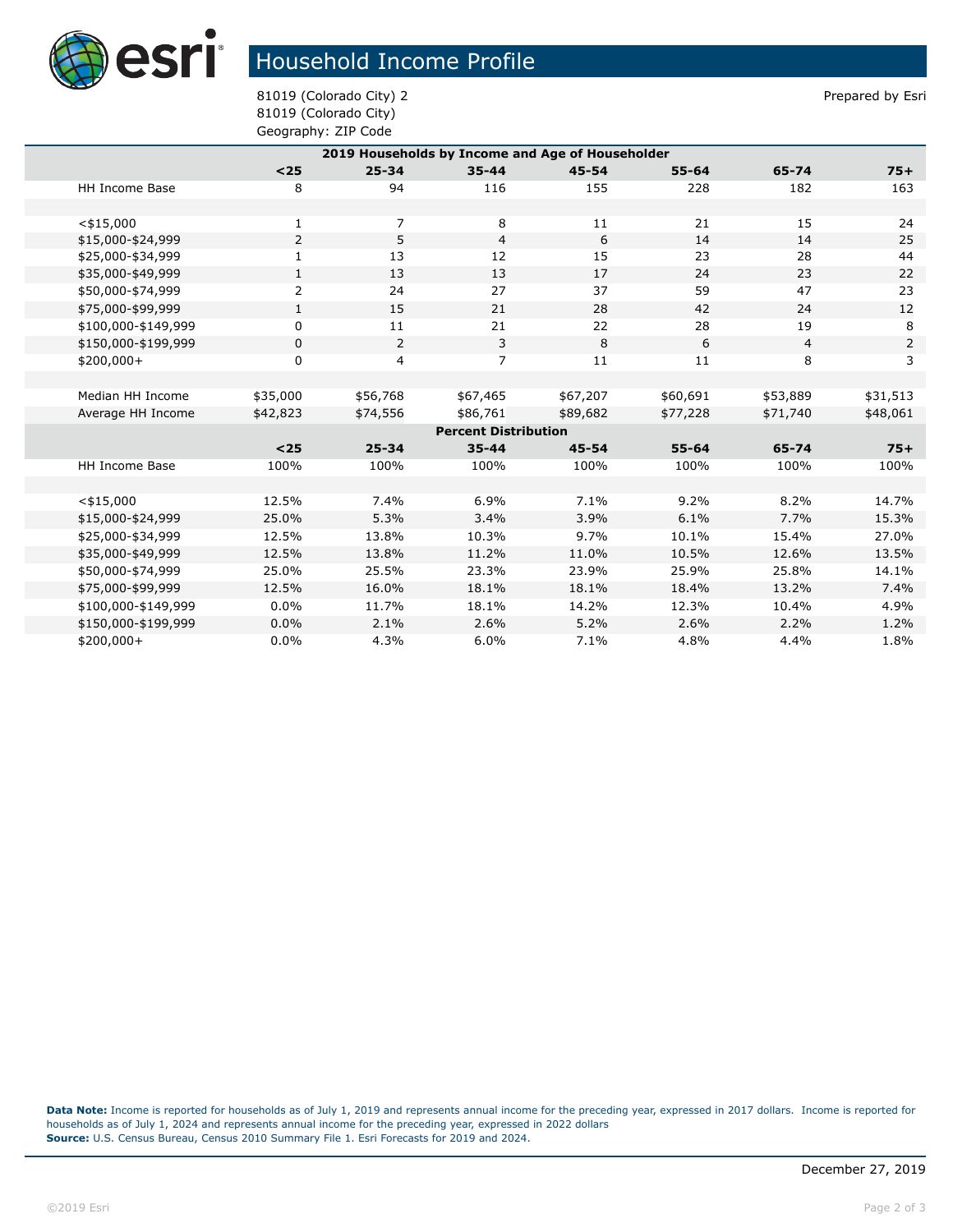# Household Income Profile

81019 (Colorado City) 2
81019 (Colorado City)
Geography: ZIP Code

Prepared by Esri

| 2019 Households by Income and Age of Householder | | | | | | | |
|---|---|---|---|---|---|---|---|
| | <25 | 25-34 | 35-44 | 45-54 | 55-64 | 65-74 | 75+ |
| HH Income Base | 8 | 94 | 116 | 155 | 228 | 182 | 163 |
| | | | | | | | |
| <$15,000 | 1 | 7 | 8 | 11 | 21 | 15 | 24 |
| $15,000-$24,999 | 2 | 5 | 4 | 6 | 14 | 14 | 25 |
| $25,000-$34,999 | 1 | 13 | 12 | 15 | 23 | 28 | 44 |
| $35,000-$49,999 | 1 | 13 | 13 | 17 | 24 | 23 | 22 |
| $50,000-$74,999 | 2 | 24 | 27 | 37 | 59 | 47 | 23 |
| $75,000-$99,999 | 1 | 15 | 21 | 28 | 42 | 24 | 12 |
| $100,000-$149,999 | 0 | 11 | 21 | 22 | 28 | 19 | 8 |
| $150,000-$199,999 | 0 | 2 | 3 | 8 | 6 | 4 | 2 |
| $200,000+ | 0 | 4 | 7 | 11 | 11 | 8 | 3 |
| | | | | | | | |
| Median HH Income | $35,000 | $56,768 | $67,465 | $67,207 | $60,691 | $53,889 | $31,513 |
| Average HH Income | $42,823 | $74,556 | $86,761 | $89,682 | $77,228 | $71,740 | $48,061 |
| **Percent Distribution** | | | | | | | |
| | <25 | 25-34 | 35-44 | 45-54 | 55-64 | 65-74 | 75+ |
| HH Income Base | 100% | 100% | 100% | 100% | 100% | 100% | 100% |
| | | | | | | | |
| <$15,000 | 12.5% | 7.4% | 6.9% | 7.1% | 9.2% | 8.2% | 14.7% |
| $15,000-$24,999 | 25.0% | 5.3% | 3.4% | 3.9% | 6.1% | 7.7% | 15.3% |
| $25,000-$34,999 | 12.5% | 13.8% | 10.3% | 9.7% | 10.1% | 15.4% | 27.0% |
| $35,000-$49,999 | 12.5% | 13.8% | 11.2% | 11.0% | 10.5% | 12.6% | 13.5% |
| $50,000-$74,999 | 25.0% | 25.5% | 23.3% | 23.9% | 25.9% | 25.8% | 14.1% |
| $75,000-$99,999 | 12.5% | 16.0% | 18.1% | 18.1% | 18.4% | 13.2% | 7.4% |
| $100,000-$149,999 | 0.0% | 11.7% | 18.1% | 14.2% | 12.3% | 10.4% | 4.9% |
| $150,000-$199,999 | 0.0% | 2.1% | 2.6% | 5.2% | 2.6% | 2.2% | 1.2% |
| $200,000+ | 0.0% | 4.3% | 6.0% | 7.1% | 4.8% | 4.4% | 1.8% |

**Data Note:** Income is reported for households as of July 1, 2019 and represents annual income for the preceding year, expressed in 2017 dollars. Income is reported for households as of July 1, 2024 and represents annual income for the preceding year, expressed in 2022 dollars
**Source:** U.S. Census Bureau, Census 2010 Summary File 1. Esri Forecasts for 2019 and 2024.

December 27, 2019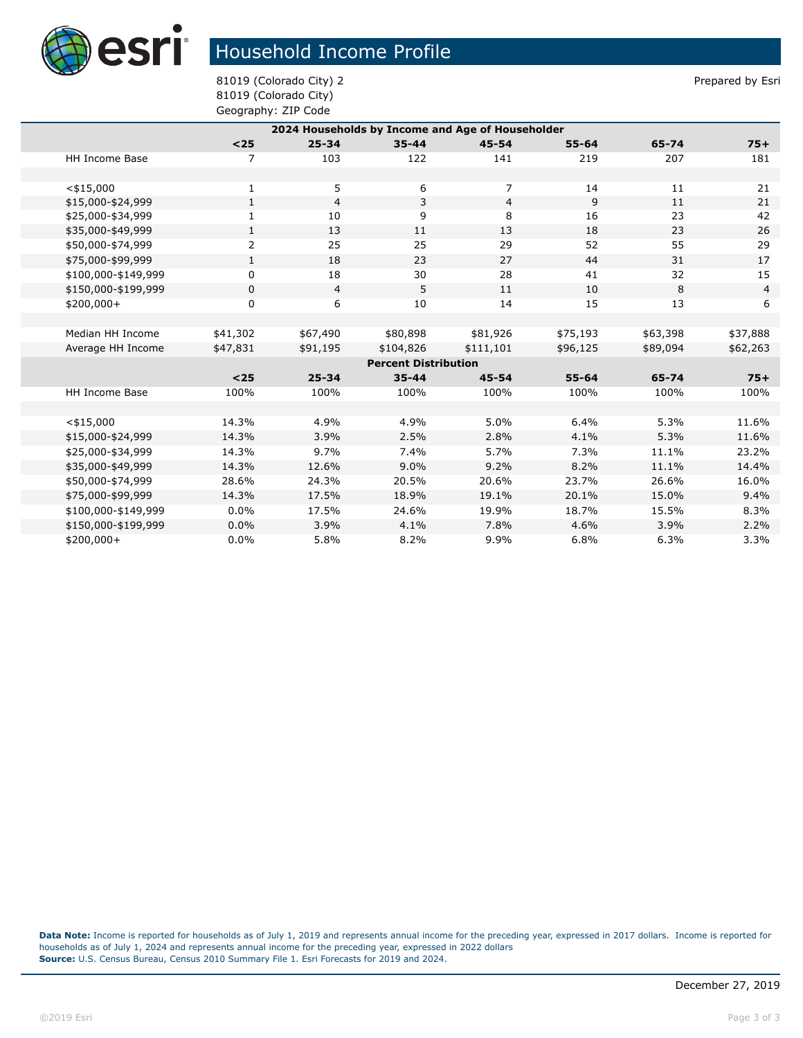# Household Income Profile

81019 (Colorado City) 2
81019 (Colorado City)
Geography: ZIP Code

Prepared by Esri

| 2024 Households by Income and Age of Householder | | | | | | | |
|---|---|---|---|---|---|---|---|
| | **<25** | **25-34** | **35-44** | **45-54** | **55-64** | **65-74** | **75+** |
| HH Income Base | 7 | 103 | 122 | 141 | 219 | 207 | 181 |
| | | | | | | | |
| <$15,000 | 1 | 5 | 6 | 7 | 14 | 11 | 21 |
| $15,000-$24,999 | 1 | 4 | 3 | 4 | 9 | 11 | 21 |
| $25,000-$34,999 | 1 | 10 | 9 | 8 | 16 | 23 | 42 |
| $35,000-$49,999 | 1 | 13 | 11 | 13 | 18 | 23 | 26 |
| $50,000-$74,999 | 2 | 25 | 25 | 29 | 52 | 55 | 29 |
| $75,000-$99,999 | 1 | 18 | 23 | 27 | 44 | 31 | 17 |
| $100,000-$149,999 | 0 | 18 | 30 | 28 | 41 | 32 | 15 |
| $150,000-$199,999 | 0 | 4 | 5 | 11 | 10 | 8 | 4 |
| $200,000+ | 0 | 6 | 10 | 14 | 15 | 13 | 6 |
| | | | | | | | |
| Median HH Income | $41,302 | $67,490 | $80,898 | $81,926 | $75,193 | $63,398 | $37,888 |
| Average HH Income | $47,831 | $91,195 | $104,826 | $111,101 | $96,125 | $89,094 | $62,263 |
| **Percent Distribution** | | | | | | | |
| | **<25** | **25-34** | **35-44** | **45-54** | **55-64** | **65-74** | **75+** |
| HH Income Base | 100% | 100% | 100% | 100% | 100% | 100% | 100% |
| | | | | | | | |
| <$15,000 | 14.3% | 4.9% | 4.9% | 5.0% | 6.4% | 5.3% | 11.6% |
| $15,000-$24,999 | 14.3% | 3.9% | 2.5% | 2.8% | 4.1% | 5.3% | 11.6% |
| $25,000-$34,999 | 14.3% | 9.7% | 7.4% | 5.7% | 7.3% | 11.1% | 23.2% |
| $35,000-$49,999 | 14.3% | 12.6% | 9.0% | 9.2% | 8.2% | 11.1% | 14.4% |
| $50,000-$74,999 | 28.6% | 24.3% | 20.5% | 20.6% | 23.7% | 26.6% | 16.0% |
| $75,000-$99,999 | 14.3% | 17.5% | 18.9% | 19.1% | 20.1% | 15.0% | 9.4% |
| $100,000-$149,999 | 0.0% | 17.5% | 24.6% | 19.9% | 18.7% | 15.5% | 8.3% |
| $150,000-$199,999 | 0.0% | 3.9% | 4.1% | 7.8% | 4.6% | 3.9% | 2.2% |
| $200,000+ | 0.0% | 5.8% | 8.2% | 9.9% | 6.8% | 6.3% | 3.3% |

**Data Note:** Income is reported for households as of July 1, 2019 and represents annual income for the preceding year, expressed in 2017 dollars. Income is reported for households as of July 1, 2024 and represents annual income for the preceding year, expressed in 2022 dollars
**Source:** U.S. Census Bureau, Census 2010 Summary File 1. Esri Forecasts for 2019 and 2024.

December 27, 2019

©2019 Esri